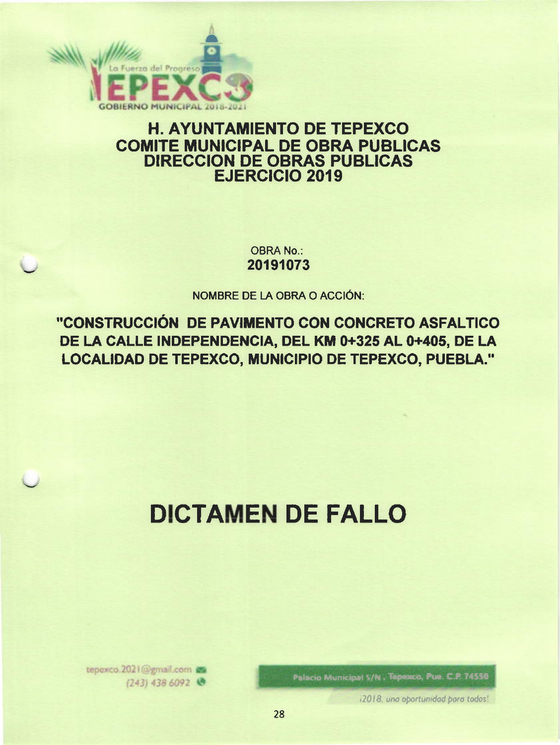# H. AYUNTAMIENTO DE TEPEXCO
## COMITE MUNICIPAL DE OBRA PUBLICAS
## DIRECCION DE OBRAS PUBLICAS
## EJERCICIO 2019

OBRA No.:
**20191073**

NOMBRE DE LA OBRA O ACCIÓN:

**"CONSTRUCCIÓN DE PAVIMENTO CON CONCRETO ASFALTICO DE LA CALLE INDEPENDENCIA, DEL KM 0+325 AL 0+405, DE LA LOCALIDAD DE TEPEXCO, MUNICIPIO DE TEPEXCO, PUEBLA."**

# DICTAMEN DE FALLO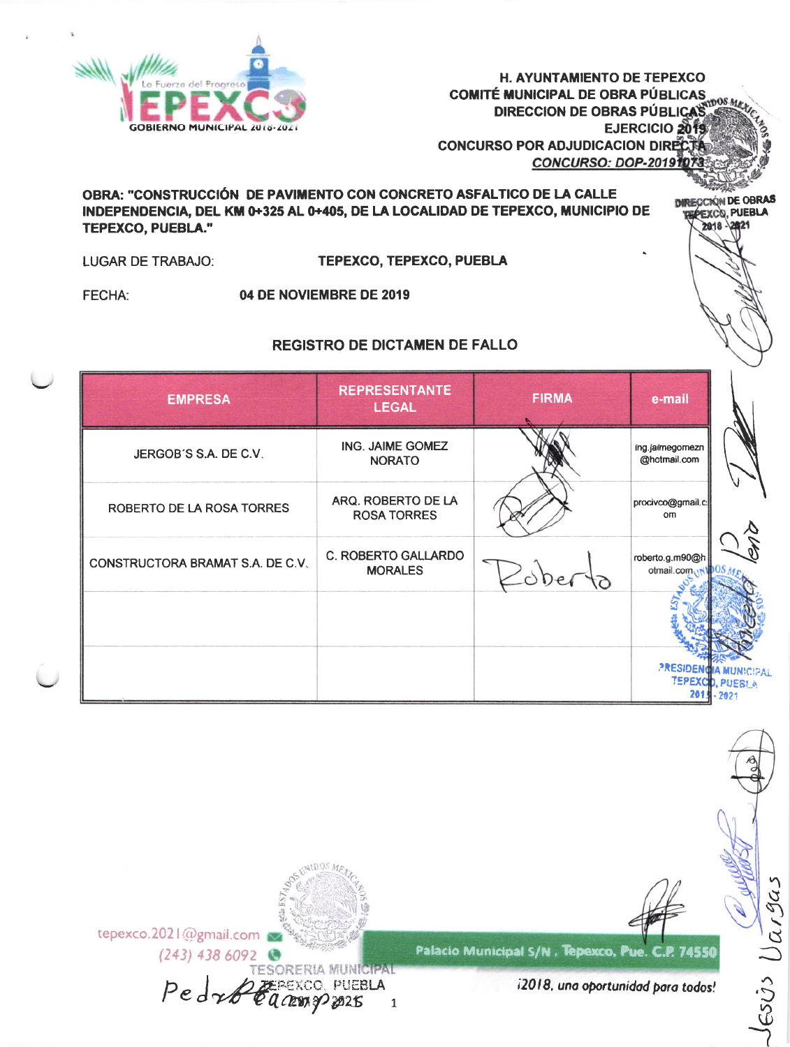H. AYUNTAMIENTO DE TEPEXCO
COMITÉ MUNICIPAL DE OBRA PÚBLICAS
DIRECCION DE OBRAS PÚBLICAS
EJERCICIO 2019
CONCURSO POR ADJUDICACION DIRECTA
CONCURSO: DOP-2019**073

**OBRA: "CONSTRUCCIÓN DE PAVIMENTO CON CONCRETO ASFALTICO DE LA CALLE INDEPENDENCIA, DEL KM 0+325 AL 0+405, DE LA LOCALIDAD DE TEPEXCO, MUNICIPIO DE TEPEXCO, PUEBLA."**

LUGAR DE TRABAJO: **TEPEXCO, TEPEXCO, PUEBLA**

FECHA: **04 DE NOVIEMBRE DE 2019**

## REGISTRO DE DICTAMEN DE FALLO

| EMPRESA | REPRESENTANTE LEGAL | FIRMA | e-mail |
|---|---|---|---|
| JERGOB´S S.A. DE C.V. | ING. JAIME GOMEZ NORATO | | ing.jaimegomezn@hotmail.com |
| ROBERTO DE LA ROSA TORRES | ARQ. ROBERTO DE LA ROSA TORRES | | procivco@gmail.com |
| CONSTRUCTORA BRAMAT S.A. DE C.V. | C. ROBERTO GALLARDO MORALES | Roberto | roberto.g.m90@hotmail.com |
| | | | |
| | | | |

tepexco.2021@gmail.com
(243) 438 6092
Palacio Municipal S/N. Tepexco, Pue. C.P. 74550
¡2018, una oportunidad para todos!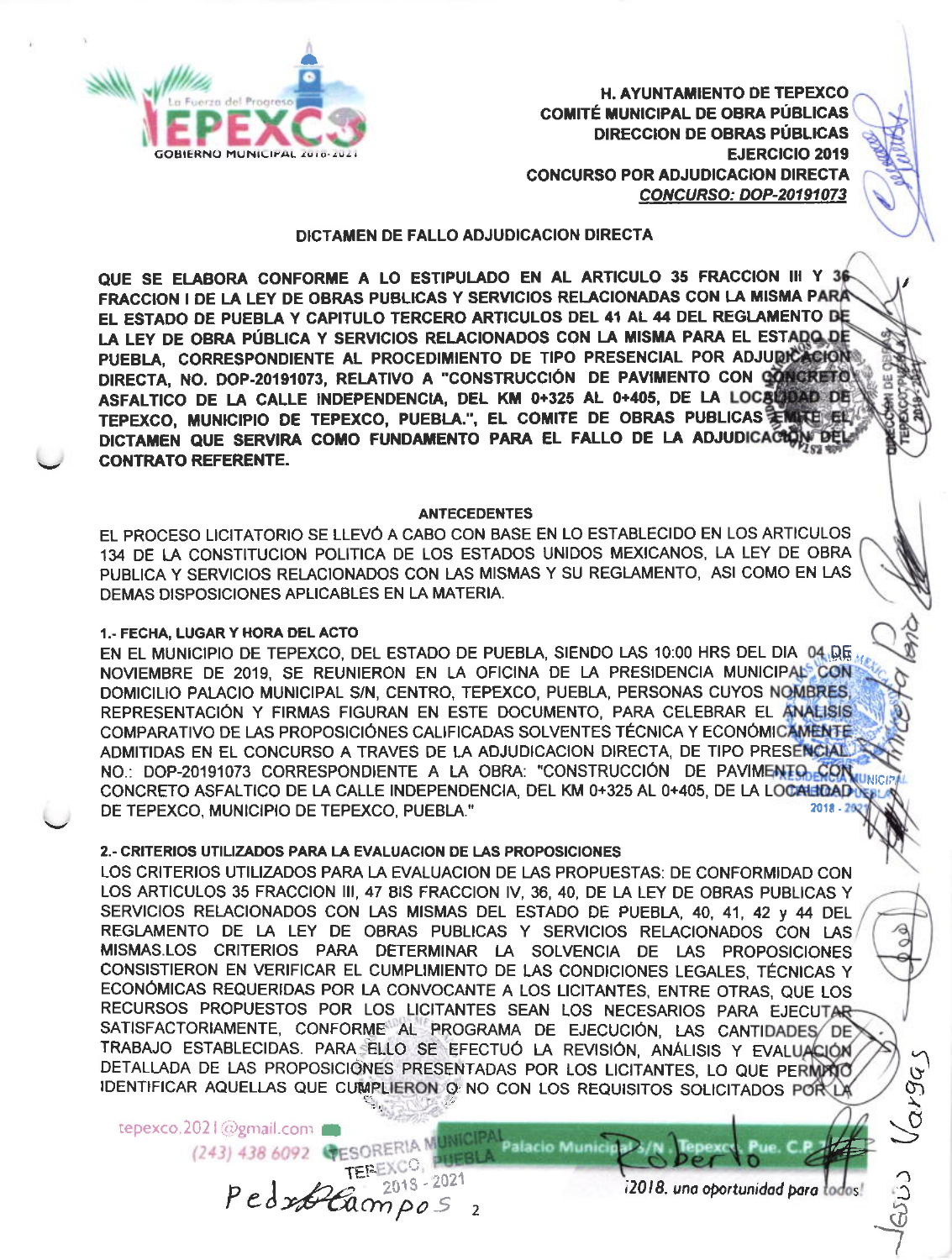H. AYUNTAMIENTO DE TEPEXCO
COMITÉ MUNICIPAL DE OBRA PÚBLICAS
DIRECCION DE OBRAS PÚBLICAS
EJERCICIO 2019
CONCURSO POR ADJUDICACION DIRECTA
*CONCURSO: DOP-20191073*

## DICTAMEN DE FALLO ADJUDICACION DIRECTA

**QUE SE ELABORA CONFORME A LO ESTIPULADO EN AL ARTICULO 35 FRACCION III Y 36 FRACCION I DE LA LEY DE OBRAS PUBLICAS Y SERVICIOS RELACIONADAS CON LA MISMA PARA EL ESTADO DE PUEBLA Y CAPITULO TERCERO ARTICULOS DEL 41 AL 44 DEL REGLAMENTO DE LA LEY DE OBRA PÚBLICA Y SERVICIOS RELACIONADOS CON LA MISMA PARA EL ESTADO DE PUEBLA, CORRESPONDIENTE AL PROCEDIMIENTO DE TIPO PRESENCIAL POR ADJUDICACION DIRECTA, NO. DOP-20191073, RELATIVO A "CONSTRUCCIÓN DE PAVIMENTO CON CONCRETO ASFALTICO DE LA CALLE INDEPENDENCIA, DEL KM 0+325 AL 0+405, DE LA LOCALIDAD DE TEPEXCO, MUNICIPIO DE TEPEXCO, PUEBLA.", EL COMITE DE OBRAS PUBLICAS EMITE EL DICTAMEN QUE SERVIRA COMO FUNDAMENTO PARA EL FALLO DE LA ADJUDICACIÓN DEL CONTRATO REFERENTE.**

### ANTECEDENTES

EL PROCESO LICITATORIO SE LLEVÓ A CABO CON BASE EN LO ESTABLECIDO EN LOS ARTICULOS 134 DE LA CONSTITUCION POLITICA DE LOS ESTADOS UNIDOS MEXICANOS, LA LEY DE OBRA PUBLICA Y SERVICIOS RELACIONADOS CON LAS MISMAS Y SU REGLAMENTO, ASI COMO EN LAS DEMAS DISPOSICIONES APLICABLES EN LA MATERIA.

#### 1.- FECHA, LUGAR Y HORA DEL ACTO

EN EL MUNICIPIO DE TEPEXCO, DEL ESTADO DE PUEBLA, SIENDO LAS 10:00 HRS DEL DIA 04 DE NOVIEMBRE DE 2019, SE REUNIERON EN LA OFICINA DE LA PRESIDENCIA MUNICIPAL CON DOMICILIO PALACIO MUNICIPAL S/N, CENTRO, TEPEXCO, PUEBLA, PERSONAS CUYOS NOMBRES, REPRESENTACIÓN Y FIRMAS FIGURAN EN ESTE DOCUMENTO, PARA CELEBRAR EL ANÁLISIS COMPARATIVO DE LAS PROPOSICIÓNES CALIFICADAS SOLVENTES TÉCNICA Y ECONÓMICAMENTE ADMITIDAS EN EL CONCURSO A TRAVES DE LA ADJUDICACION DIRECTA, DE TIPO PRESENCIAL NO.: DOP-20191073 CORRESPONDIENTE A LA OBRA: "CONSTRUCCIÓN DE PAVIMENTO CON CONCRETO ASFALTICO DE LA CALLE INDEPENDENCIA, DEL KM 0+325 AL 0+405, DE LA LOCALIDAD DE TEPEXCO, MUNICIPIO DE TEPEXCO, PUEBLA."

#### 2.- CRITERIOS UTILIZADOS PARA LA EVALUACION DE LAS PROPOSICIONES

LOS CRITERIOS UTILIZADOS PARA LA EVALUACION DE LAS PROPUESTAS: DE CONFORMIDAD CON LOS ARTICULOS 35 FRACCION III, 47 BIS FRACCION IV, 36, 40, DE LA LEY DE OBRAS PUBLICAS Y SERVICIOS RELACIONADOS CON LAS MISMAS DEL ESTADO DE PUEBLA, 40, 41, 42 y 44 DEL REGLAMENTO DE LA LEY DE OBRAS PUBLICAS Y SERVICIOS RELACIONADOS CON LAS MISMAS.LOS CRITERIOS PARA DETERMINAR LA SOLVENCIA DE LAS PROPOSICIONES CONSISTIERON EN VERIFICAR EL CUMPLIMIENTO DE LAS CONDICIONES LEGALES, TÉCNICAS Y ECONÓMICAS REQUERIDAS POR LA CONVOCANTE A LOS LICITANTES, ENTRE OTRAS, QUE LOS RECURSOS PROPUESTOS POR LOS LICITANTES SEAN LOS NECESARIOS PARA EJECUTAR SATISFACTORIAMENTE, CONFORME AL PROGRAMA DE EJECUCIÓN, LAS CANTIDADES DE TRABAJO ESTABLECIDAS. PARA ELLO SE EFECTUÓ LA REVISIÓN, ANÁLISIS Y EVALUACIÓN DETALLADA DE LAS PROPOSICIÓNES PRESENTADAS POR LOS LICITANTES, LO QUE PERMITIÓ IDENTIFICAR AQUELLAS QUE CUMPLIERON O NO CON LOS REQUISITOS SOLICITADOS POR LA

tepexco.2021@gmail.com (243) 438 6092 Palacio Municipal S/N, Tepexco, Pue. C.P.

¡2018, una oportunidad para todos!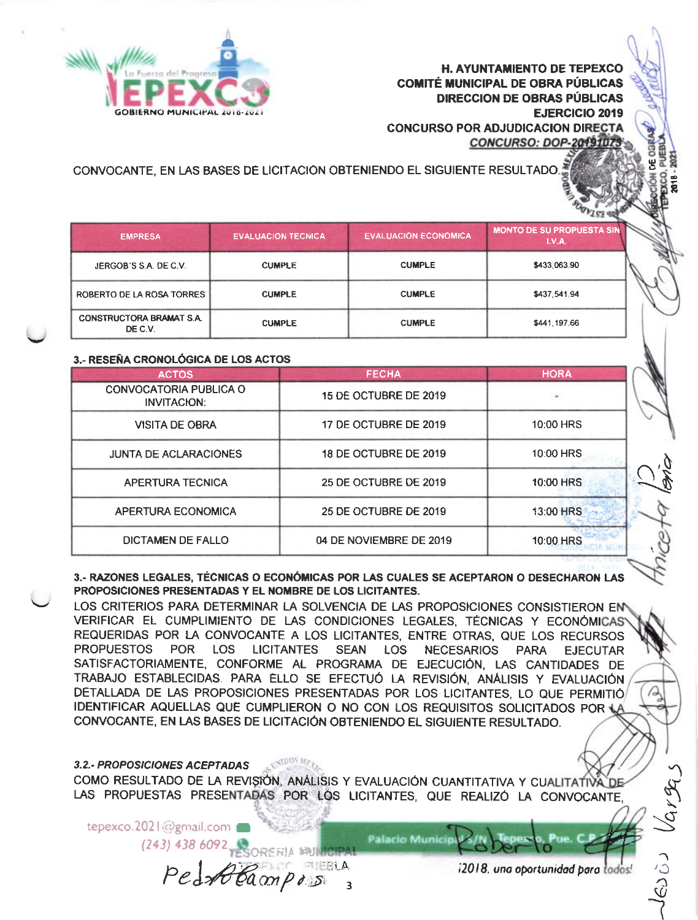**H. AYUNTAMIENTO DE TEPEXCO**
**COMITÉ MUNICIPAL DE OBRA PÚBLICAS**
**DIRECCION DE OBRAS PÚBLICAS**
**EJERCICIO 2019**
**CONCURSO POR ADJUDICACION DIRECTA**
**CONCURSO: DOP-20191073**

CONVOCANTE, EN LAS BASES DE LICITACIÓN OBTENIENDO EL SIGUIENTE RESULTADO.

| EMPRESA | EVALUACION TECNICA | EVALUACION ECONOMICA | MONTO DE SU PROPUESTA SIN I.V.A. |
|---|---|---|---|
| JERGOB'S S.A. DE C.V. | CUMPLE | CUMPLE | $433,063.90 |
| ROBERTO DE LA ROSA TORRES | CUMPLE | CUMPLE | $437,541.94 |
| CONSTRUCTORA BRAMAT S.A. DE C.V. | CUMPLE | CUMPLE | $441,197.66 |

**3.- RESEÑA CRONOLÓGICA DE LOS ACTOS**

| ACTOS | FECHA | HORA |
|---|---|---|
| CONVOCATORIA PUBLICA O INVITACION: | 15 DE OCTUBRE DE 2019 | - |
| VISITA DE OBRA | 17 DE OCTUBRE DE 2019 | 10:00 HRS |
| JUNTA DE ACLARACIONES | 18 DE OCTUBRE DE 2019 | 10:00 HRS |
| APERTURA TECNICA | 25 DE OCTUBRE DE 2019 | 10:00 HRS |
| APERTURA ECONOMICA | 25 DE OCTUBRE DE 2019 | 13:00 HRS |
| DICTAMEN DE FALLO | 04 DE NOVIEMBRE DE 2019 | 10:00 HRS |

**3.- RAZONES LEGALES, TÉCNICAS O ECONÓMICAS POR LAS CUALES SE ACEPTARON O DESECHARON LAS PROPOSICIONES PRESENTADAS Y EL NOMBRE DE LOS LICITANTES.**

LOS CRITERIOS PARA DETERMINAR LA SOLVENCIA DE LAS PROPOSICIONES CONSISTIERON EN VERIFICAR EL CUMPLIMIENTO DE LAS CONDICIONES LEGALES, TÉCNICAS Y ECONÓMICAS REQUERIDAS POR LA CONVOCANTE A LOS LICITANTES, ENTRE OTRAS, QUE LOS RECURSOS PROPUESTOS POR LOS LICITANTES SEAN LOS NECESARIOS PARA EJECUTAR SATISFACTORIAMENTE, CONFORME AL PROGRAMA DE EJECUCIÓN, LAS CANTIDADES DE TRABAJO ESTABLECIDAS. PARA ELLO SE EFECTUÓ LA REVISIÓN, ANÁLISIS Y EVALUACIÓN DETALLADA DE LAS PROPOSICIONES PRESENTADAS POR LOS LICITANTES, LO QUE PERMITIÓ IDENTIFICAR AQUELLAS QUE CUMPLIERON O NO CON LOS REQUISITOS SOLICITADOS POR LA CONVOCANTE, EN LAS BASES DE LICITACIÓN OBTENIENDO EL SIGUIENTE RESULTADO.

***3.2.- PROPOSICIONES ACEPTADAS***

COMO RESULTADO DE LA REVISIÓN, ANÁLISIS Y EVALUACIÓN CUANTITATIVA Y CUALITATIVA DE LAS PROPUESTAS PRESENTADAS POR LOS LICITANTES, QUE REALIZÓ LA CONVOCANTE,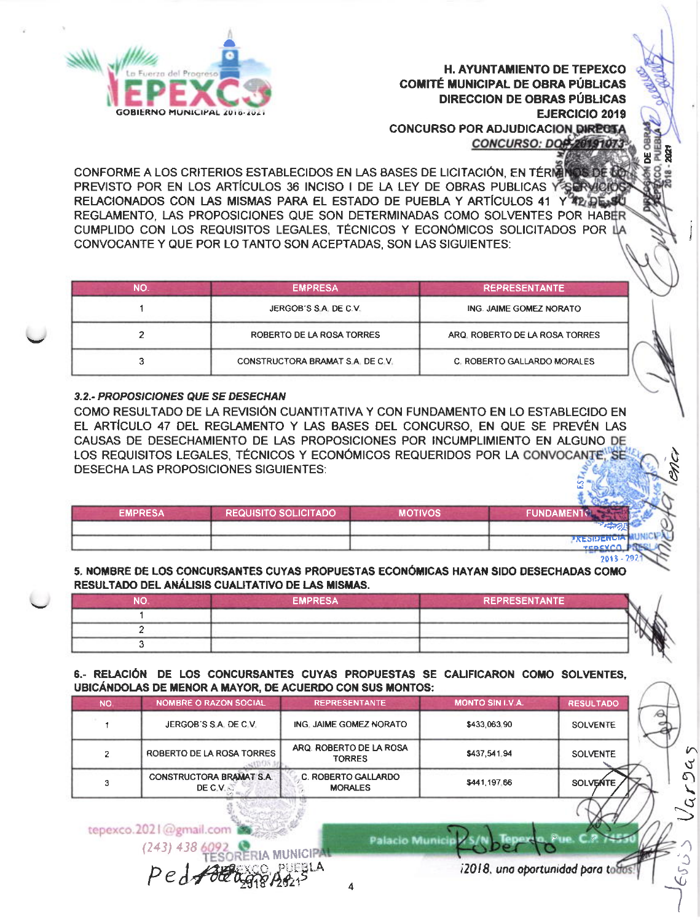**H. AYUNTAMIENTO DE TEPEXCO**
**COMITÉ MUNICIPAL DE OBRA PÚBLICAS**
**DIRECCION DE OBRAS PÚBLICAS**
**EJERCICIO 2019**
**CONCURSO POR ADJUDICACION DIRECTA**
***CONCURSO: DOP20191073***

CONFORME A LOS CRITERIOS ESTABLECIDOS EN LAS BASES DE LICITACIÓN, EN TÉRMINOS DE LO PREVISTO POR EN LOS ARTÍCULOS 36 INCISO I DE LA LEY DE OBRAS PUBLICAS Y SERVICIOS RELACIONADOS CON LAS MISMAS PARA EL ESTADO DE PUEBLA Y ARTÍCULOS 41 Y 42 DE SU REGLAMENTO, LAS PROPOSICIONES QUE SON DETERMINADAS COMO SOLVENTES POR HABER CUMPLIDO CON LOS REQUISITOS LEGALES, TÉCNICOS Y ECONÓMICOS SOLICITADOS POR LA CONVOCANTE Y QUE POR LO TANTO SON ACEPTADAS, SON LAS SIGUIENTES:

| NO. | EMPRESA | REPRESENTANTE |
|---|---|---|
| 1 | JERGOB'S S.A. DE C.V. | ING. JAIME GOMEZ NORATO |
| 2 | ROBERTO DE LA ROSA TORRES | ARQ. ROBERTO DE LA ROSA TORRES |
| 3 | CONSTRUCTORA BRAMAT S.A. DE C.V. | C. ROBERTO GALLARDO MORALES |

***3.2.- PROPOSICIONES QUE SE DESECHAN***

COMO RESULTADO DE LA REVISIÓN CUANTITATIVA Y CON FUNDAMENTO EN LO ESTABLECIDO EN EL ARTÍCULO 47 DEL REGLAMENTO Y LAS BASES DEL CONCURSO, EN QUE SE PREVÉN LAS CAUSAS DE DESECHAMIENTO DE LAS PROPOSICIONES POR INCUMPLIMIENTO EN ALGUNO DE LOS REQUISITOS LEGALES, TÉCNICOS Y ECONÓMICOS REQUERIDOS POR LA CONVOCANTE, SE DESECHA LAS PROPOSICIONES SIGUIENTES:

| EMPRESA | REQUISITO SOLICITADO | MOTIVOS | FUNDAMENTO |
|---|---|---|---|
| | | | |
| | | | |

**5. NOMBRE DE LOS CONCURSANTES CUYAS PROPUESTAS ECONÓMICAS HAYAN SIDO DESECHADAS COMO RESULTADO DEL ANÁLISIS CUALITATIVO DE LAS MISMAS.**

| NO. | EMPRESA | REPRESENTANTE |
|---|---|---|
| 1 | | |
| 2 | | |
| 3 | | |

**6.- RELACIÓN DE LOS CONCURSANTES CUYAS PROPUESTAS SE CALIFICARON COMO SOLVENTES, UBICÁNDOLAS DE MENOR A MAYOR, DE ACUERDO CON SUS MONTOS:**

| NO. | NOMBRE O RAZON SOCIAL | REPRESENTANTE | MONTO SIN I.V.A. | RESULTADO |
|---|---|---|---|---|
| 1 | JERGOB'S S.A. DE C.V. | ING. JAIME GOMEZ NORATO | $433,063.90 | SOLVENTE |
| 2 | ROBERTO DE LA ROSA TORRES | ARQ. ROBERTO DE LA ROSA TORRES | $437,541.94 | SOLVENTE |
| 3 | CONSTRUCTORA BRAMAT S.A. DE C.V. | C. ROBERTO GALLARDO MORALES | $441,197.66 | SOLVENTE |

tepexco.2021@gmail.com
(243) 438 6092
Palacio Municipal S/N, Tepexco, Pue. C.P. 74550
¡2018, una oportunidad para todos!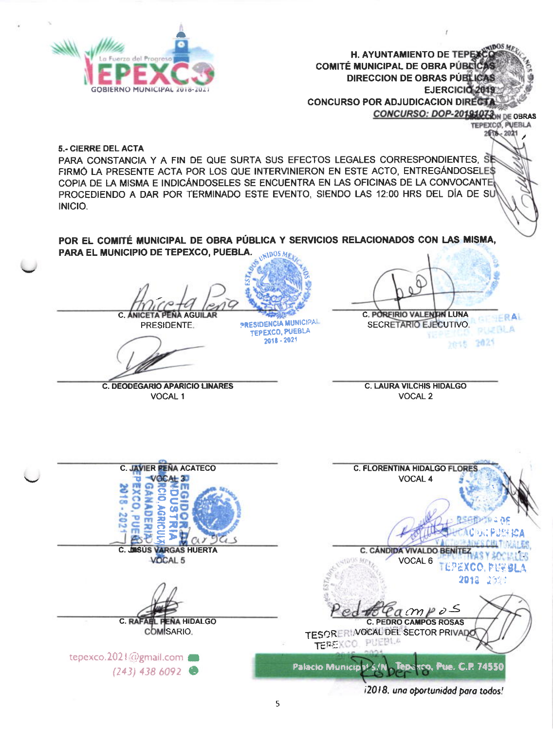H. AYUNTAMIENTO DE TEPEXCO
COMITÉ MUNICIPAL DE OBRA PÚBLICAS
DIRECCION DE OBRAS PÚBLICAS
EJERCICIO 2019
CONCURSO POR ADJUDICACION DIRECTA
<u>CONCURSO: DOP-20191073</u>

**5.- CIERRE DEL ACTA**

PARA CONSTANCIA Y A FIN DE QUE SURTA SUS EFECTOS LEGALES CORRESPONDIENTES, SE FIRMÓ LA PRESENTE ACTA POR LOS QUE INTERVINIERON EN ESTE ACTO, ENTREGÁNDOSELES COPIA DE LA MISMA E INDICÁNDOSELES SE ENCUENTRA EN LAS OFICINAS DE LA CONVOCANTE, PROCEDIENDO A DAR POR TERMINADO ESTE EVENTO, SIENDO LAS 12:00 HRS DEL DÍA DE SU INICIO.

**POR EL COMITÉ MUNICIPAL DE OBRA PÚBLICA Y SERVICIOS RELACIONADOS CON LAS MISMA, PARA EL MUNICIPIO DE TEPEXCO, PUEBLA.**

| | |
|---|---|
| **C. ANICETA PEÑA AGUILAR**<br>PRESIDENTE. | **C. PORFIRIO VALENTIN LUNA**<br>SECRETARIO EJECUTIVO. |
| **C. DEODEGARIO APARICIO LINARES**<br>VOCAL 1 | **C. LAURA VILCHIS HIDALGO**<br>VOCAL 2 |
| **C. JAVIER PEÑA ACATECO**<br>VOCAL 3 | **C. FLORENTINA HIDALGO FLORES**<br>VOCAL 4 |
| **C. JESÚS VARGAS HUERTA**<br>VOCAL 5 | **C. CÁNDIDA VIVALDO BENITEZ**<br>VOCAL 6 |
| **C. RAFAEL PEÑA HIDALGO**<br>COMISARIO. | **C. PEDRO CAMPOS ROSAS**<br>VOCAL DEL SECTOR PRIVADO |

tepexco.2021@gmail.com
(243) 438 6092

Palacio Municipal S/N Tepexco, Pue. C.P. 74550

*¡2018, una oportunidad para todos!*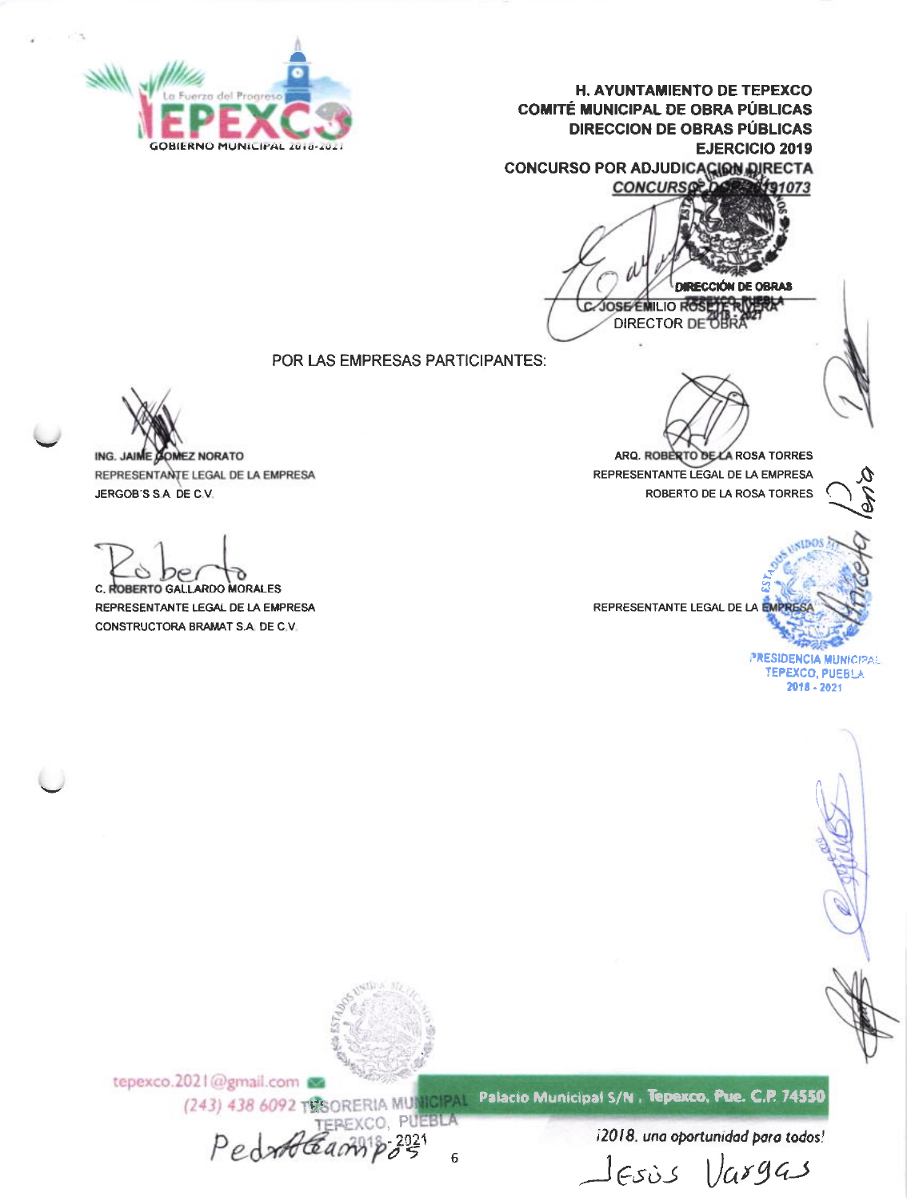**H. AYUNTAMIENTO DE TEPEXCO**
**COMITÉ MUNICIPAL DE OBRA PÚBLICAS**
**DIRECCION DE OBRAS PÚBLICAS**
**EJERCICIO 2019**
**CONCURSO POR ADJUDICACION DIRECTA**
***CONCURSO: D-2019-191073***

C. JOSE EMILIO ROSETE RIVERA
DIRECTOR DE OBRA

POR LAS EMPRESAS PARTICIPANTES:

**ING. JAIME GOMEZ NORATO**
REPRESENTANTE LEGAL DE LA EMPRESA
JERGOB'S S.A. DE C.V.

**ARQ. ROBERTO DE LA ROSA TORRES**
REPRESENTANTE LEGAL DE LA EMPRESA
ROBERTO DE LA ROSA TORRES

**C. ROBERTO GALLARDO MORALES**
REPRESENTANTE LEGAL DE LA EMPRESA
CONSTRUCTORA BRAMAT S.A. DE C.V.

REPRESENTANTE LEGAL DE LA EMPRESA

tepexco.2021@gmail.com
(243) 438 6092
Palacio Municipal S/N , Tepexco, Pue. C.P. 74550
¡2018, una oportunidad para todos!